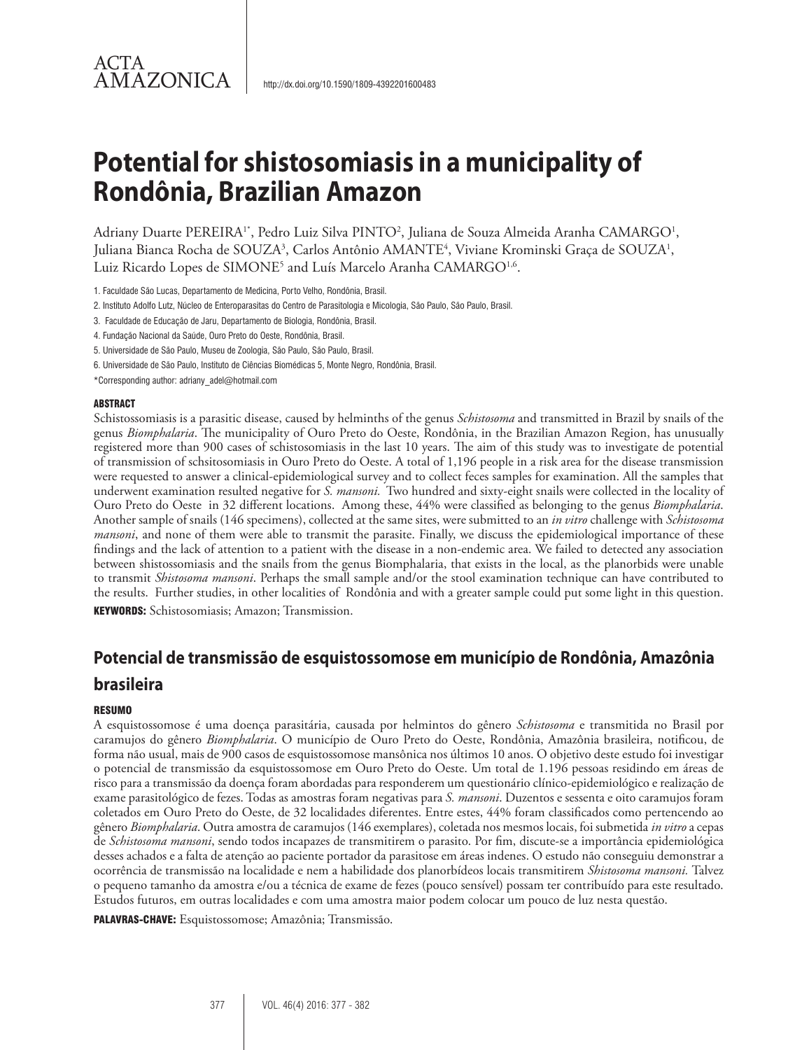ACTA AMAZONICA

http://dx.doi.org/10.1590/1809-4392201600483

# Potential for shistosomiasis in a municipality of Rondônia, Brazilian Amazon

Adriany Duarte PEREIRA[1*], Pedro Luiz Silva PINTO[2], Juliana de Souza Almeida Aranha CAMARGO[1], Juliana Bianca Rocha de SOUZA[3], Carlos Antônio AMANTE[4], Viviane Krominski Graça de SOUZA[1], Luiz Ricardo Lopes de SIMONE[5] and Luís Marcelo Aranha CAMARGO[1,6].

1. Faculdade São Lucas, Departamento de Medicina, Porto Velho, Rondônia, Brasil.
2. Instituto Adolfo Lutz, Núcleo de Enteroparasitas do Centro de Parasitologia e Micologia, São Paulo, São Paulo, Brasil.
3. Faculdade de Educação de Jaru, Departamento de Biologia, Rondônia, Brasil.
4. Fundação Nacional da Saúde, Ouro Preto do Oeste, Rondônia, Brasil.
5. Universidade de São Paulo, Museu de Zoologia, São Paulo, São Paulo, Brasil.
6. Universidade de São Paulo, Instituto de Ciências Biomédicas 5, Monte Negro, Rondônia, Brasil.

*Corresponding author: adriany_adel@hotmail.com

### ABSTRACT

Schistossomiasis is a parasitic disease, caused by helminths of the genus *Schistosoma* and transmitted in Brazil by snails of the genus *Biomphalaria*. The municipality of Ouro Preto do Oeste, Rondônia, in the Brazilian Amazon Region, has unusually registered more than 900 cases of schistosomiasis in the last 10 years. The aim of this study was to investigate de potential of transmission of schsitosomiasis in Ouro Preto do Oeste. A total of 1,196 people in a risk area for the disease transmission were requested to answer a clinical-epidemiological survey and to collect feces samples for examination. All the samples that underwent examination resulted negative for *S. mansoni.* Two hundred and sixty-eight snails were collected in the locality of Ouro Preto do Oeste in 32 different locations. Among these, 44% were classified as belonging to the genus *Biomphalaria.* Another sample of snails (146 specimens), collected at the same sites, were submitted to an *in vitro* challenge with *Schistosoma mansoni*, and none of them were able to transmit the parasite. Finally, we discuss the epidemiological importance of these findings and the lack of attention to a patient with the disease in a non-endemic area. We failed to detected any association between shistossomiasis and the snails from the genus Biomphalaria, that exists in the local, as the planorbids were unable to transmit *Shistosoma mansoni*. Perhaps the small sample and/or the stool examination technique can have contributed to the results. Further studies, in other localities of Rondônia and with a greater sample could put some light in this question.

**KEYWORDS:** Schistosomiasis; Amazon; Transmission.

## Potencial de transmissão de esquistossomose em município de Rondônia, Amazônia brasileira

### RESUMO

A esquistossomose é uma doença parasitária, causada por helmintos do gênero *Schistosoma* e transmitida no Brasil por caramujos do gênero *Biomphalaria*. O município de Ouro Preto do Oeste, Rondônia, Amazônia brasileira, notificou, de forma não usual, mais de 900 casos de esquistossomose mansônica nos últimos 10 anos. O objetivo deste estudo foi investigar o potencial de transmissão da esquistossomose em Ouro Preto do Oeste. Um total de 1.196 pessoas residindo em áreas de risco para a transmissão da doença foram abordadas para responderem um questionário clínico-epidemiológico e realização de exame parasitológico de fezes. Todas as amostras foram negativas para *S. mansoni*. Duzentos e sessenta e oito caramujos foram coletados em Ouro Preto do Oeste, de 32 localidades diferentes. Entre estes, 44% foram classificados como pertencendo ao gênero *Biomphalaria*. Outra amostra de caramujos (146 exemplares), coletada nos mesmos locais, foi submetida *in vitro* a cepas de *Schistosoma mansoni*, sendo todos incapazes de transmitirem o parasito. Por fim, discute-se a importância epidemiológica desses achados e a falta de atenção ao paciente portador da parasitose em áreas indenes. O estudo não conseguiu demonstrar a ocorrência de transmissão na localidade e nem a habilidade dos planorbídeos locais transmitirem *Shistosoma mansoni.* Talvez o pequeno tamanho da amostra e/ou a técnica de exame de fezes (pouco sensível) possam ter contribuído para este resultado. Estudos futuros, em outras localidades e com uma amostra maior podem colocar um pouco de luz nesta questão.

**PALAVRAS-CHAVE:** Esquistossomose; Amazônia; Transmissão.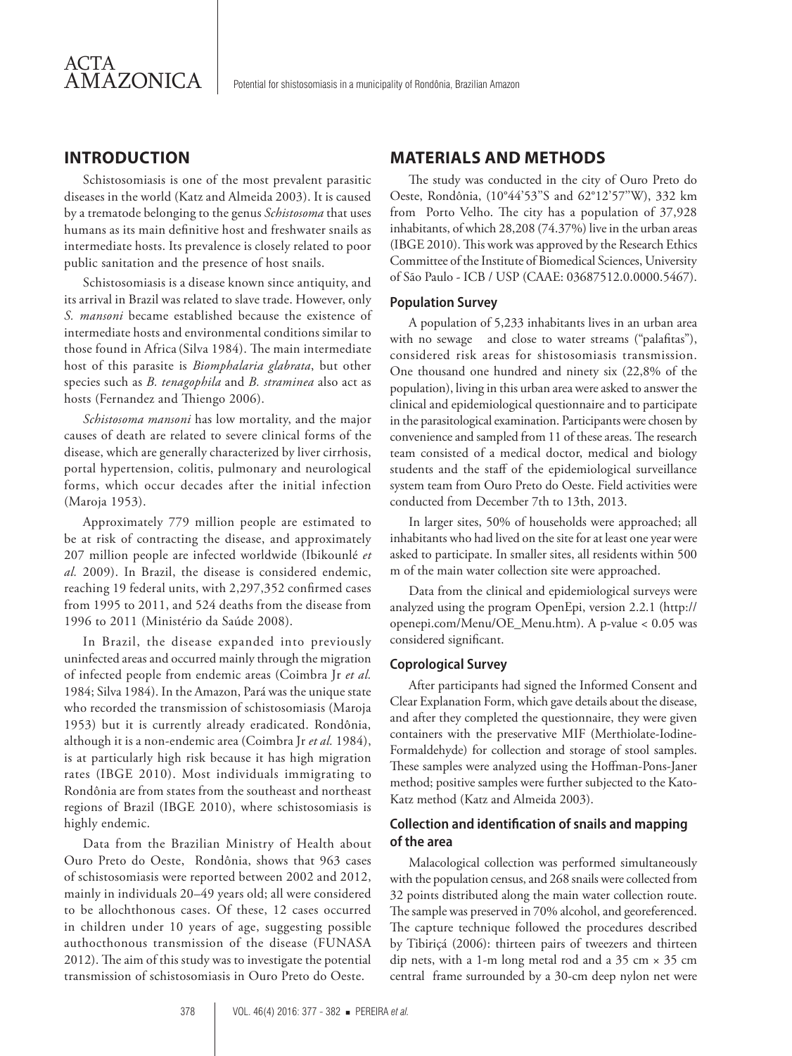## INTRODUCTION

Schistosomiasis is one of the most prevalent parasitic diseases in the world (Katz and Almeida 2003). It is caused by a trematode belonging to the genus *Schistosoma* that uses humans as its main definitive host and freshwater snails as intermediate hosts. Its prevalence is closely related to poor public sanitation and the presence of host snails.

Schistosomiasis is a disease known since antiquity, and its arrival in Brazil was related to slave trade. However, only *S. mansoni* became established because the existence of intermediate hosts and environmental conditions similar to those found in Africa (Silva 1984). The main intermediate host of this parasite is *Biomphalaria glabrata*, but other species such as *B. tenagophila* and *B. straminea* also act as hosts (Fernandez and Thiengo 2006).

*Schistosoma mansoni* has low mortality, and the major causes of death are related to severe clinical forms of the disease, which are generally characterized by liver cirrhosis, portal hypertension, colitis, pulmonary and neurological forms, which occur decades after the initial infection (Maroja 1953).

Approximately 779 million people are estimated to be at risk of contracting the disease, and approximately 207 million people are infected worldwide (Ibikounlé *et al.* 2009). In Brazil, the disease is considered endemic, reaching 19 federal units, with 2,297,352 confirmed cases from 1995 to 2011, and 524 deaths from the disease from 1996 to 2011 (Ministério da Saúde 2008).

In Brazil, the disease expanded into previously uninfected areas and occurred mainly through the migration of infected people from endemic areas (Coimbra Jr *et al.* 1984; Silva 1984). In the Amazon, Pará was the unique state who recorded the transmission of schistosomiasis (Maroja 1953) but it is currently already eradicated. Rondônia, although it is a non-endemic area (Coimbra Jr *et al.* 1984), is at particularly high risk because it has high migration rates (IBGE 2010). Most individuals immigrating to Rondônia are from states from the southeast and northeast regions of Brazil (IBGE 2010), where schistosomiasis is highly endemic.

Data from the Brazilian Ministry of Health about Ouro Preto do Oeste, Rondônia, shows that 963 cases of schistosomiasis were reported between 2002 and 2012, mainly in individuals 20–49 years old; all were considered to be allochthonous cases. Of these, 12 cases occurred in children under 10 years of age, suggesting possible authocthonous transmission of the disease (FUNASA 2012). The aim of this study was to investigate the potential transmission of schistosomiasis in Ouro Preto do Oeste.

## MATERIALS AND METHODS

The study was conducted in the city of Ouro Preto do Oeste, Rondônia, (10°44'53"S and 62°12'57"W), 332 km from Porto Velho. The city has a population of 37,928 inhabitants, of which 28,208 (74.37%) live in the urban areas (IBGE 2010). This work was approved by the Research Ethics Committee of the Institute of Biomedical Sciences, University of São Paulo - ICB / USP (CAAE: 03687512.0.0000.5467).

### Population Survey

A population of 5,233 inhabitants lives in an urban area with no sewage and close to water streams ("palafitas"), considered risk areas for shistosomiasis transmission. One thousand one hundred and ninety six (22,8% of the population), living in this urban area were asked to answer the clinical and epidemiological questionnaire and to participate in the parasitological examination. Participants were chosen by convenience and sampled from 11 of these areas. The research team consisted of a medical doctor, medical and biology students and the staff of the epidemiological surveillance system team from Ouro Preto do Oeste. Field activities were conducted from December 7th to 13th, 2013.

In larger sites, 50% of households were approached; all inhabitants who had lived on the site for at least one year were asked to participate. In smaller sites, all residents within 500 m of the main water collection site were approached.

Data from the clinical and epidemiological surveys were analyzed using the program OpenEpi, version 2.2.1 (http://openepi.com/Menu/OE_Menu.htm). A p-value $< 0.05$ was considered significant.

### Coprological Survey

After participants had signed the Informed Consent and Clear Explanation Form, which gave details about the disease, and after they completed the questionnaire, they were given containers with the preservative MIF (Merthiolate-Iodine-Formaldehyde) for collection and storage of stool samples. These samples were analyzed using the Hoffman-Pons-Janer method; positive samples were further subjected to the Kato-Katz method (Katz and Almeida 2003).

### Collection and identification of snails and mapping of the area

Malacological collection was performed simultaneously with the population census, and 268 snails were collected from 32 points distributed along the main water collection route. The sample was preserved in 70% alcohol, and georeferenced. The capture technique followed the procedures described by Tibiriçá (2006): thirteen pairs of tweezers and thirteen dip nets, with a 1-m long metal rod and a 35 cm × 35 cm central frame surrounded by a 30-cm deep nylon net were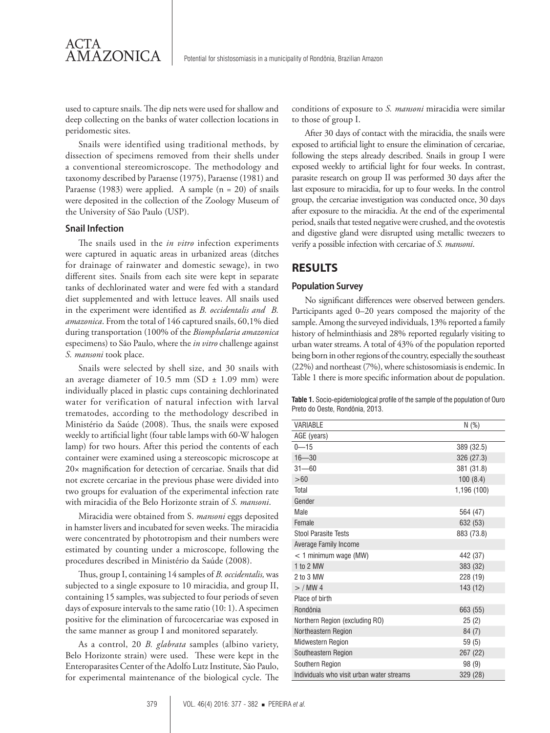used to capture snails. The dip nets were used for shallow and deep collecting on the banks of water collection locations in peridomestic sites.

Snails were identified using traditional methods, by dissection of specimens removed from their shells under a conventional stereomicroscope. The methodology and taxonomy described by Paraense (1975), Paraense (1981) and Paraense (1983) were applied. A sample (n = 20) of snails were deposited in the collection of the Zoology Museum of the University of São Paulo (USP).

### Snail Infection

The snails used in the *in vitro* infection experiments were captured in aquatic areas in urbanized areas (ditches for drainage of rainwater and domestic sewage), in two different sites. Snails from each site were kept in separate tanks of dechlorinated water and were fed with a standard diet supplemented and with lettuce leaves. All snails used in the experiment were identified as *B. occidentalis and B. amazonica*. From the total of 146 captured snails, 60,1% died during transportation (100% of the *Biomphalaria amazonica* especimens) to São Paulo, where the *in vitro* challenge against *S. mansoni* took place.

Snails were selected by shell size, and 30 snails with an average diameter of 10.5 mm (SD ± 1.09 mm) were individually placed in plastic cups containing dechlorinated water for verification of natural infection with larval trematodes, according to the methodology described in Ministério da Saúde (2008). Thus, the snails were exposed weekly to artificial light (four table lamps with 60-W halogen lamp) for two hours. After this period the contents of each container were examined using a stereoscopic microscope at 20× magnification for detection of cercariae. Snails that did not excrete cercariae in the previous phase were divided into two groups for evaluation of the experimental infection rate with miracidia of the Belo Horizonte strain of *S. mansoni*.

Miracidia were obtained from S. *mansoni* eggs deposited in hamster livers and incubated for seven weeks. The miracidia were concentrated by phototropism and their numbers were estimated by counting under a microscope, following the procedures described in Ministério da Saúde (2008).

Thus, group I, containing 14 samples of *B. occidentalis,* was subjected to a single exposure to 10 miracidia, and group II, containing 15 samples, was subjected to four periods of seven days of exposure intervals to the same ratio (10: 1). A specimen positive for the elimination of furcocercariae was exposed in the same manner as group I and monitored separately.

As a control, 20 *B. glabrata* samples (albino variety, Belo Horizonte strain) were used. These were kept in the Enteroparasites Center of the Adolfo Lutz Institute, São Paulo, for experimental maintenance of the biological cycle. The conditions of exposure to *S. mansoni* miracidia were similar to those of group I.

After 30 days of contact with the miracidia, the snails were exposed to artificial light to ensure the elimination of cercariae, following the steps already described. Snails in group I were exposed weekly to artificial light for four weeks. In contrast, parasite research on group II was performed 30 days after the last exposure to miracidia, for up to four weeks. In the control group, the cercariae investigation was conducted once, 30 days after exposure to the miracidia. At the end of the experimental period, snails that tested negative were crushed, and the ovotestis and digestive gland were disrupted using metallic tweezers to verify a possible infection with cercariae of *S. mansoni*.

## RESULTS

### Population Survey

No significant differences were observed between genders. Participants aged 0–20 years composed the majority of the sample. Among the surveyed individuals, 13% reported a family history of helminthiasis and 28% reported regularly visiting to urban water streams. A total of 43% of the population reported being born in other regions of the country, especially the southeast (22%) and northeast (7%), where schistosomiasis is endemic. In Table 1 there is more specific information about de population.

**Table 1.** Socio-epidemiological profile of the sample of the population of Ouro Preto do Oeste, Rondônia, 2013.

| VARIABLE | N (%) |
|---|---|
| AGE (years) | |
| 0—15 | 389 (32.5) |
| 16—30 | 326 (27.3) |
| 31—60 | 381 (31.8) |
| >60 | 100 (8.4) |
| Total | 1,196 (100) |
| Gender | |
| Male | 564 (47) |
| Female | 632 (53) |
| Stool Parasite Tests | 883 (73.8) |
| Average Family Income | |
| < 1 minimum wage (MW) | 442 (37) |
| 1 to 2 MW | 383 (32) |
| 2 to 3 MW | 228 (19) |
| > / MW 4 | 143 (12) |
| Place of birth | |
| Rondônia | 663 (55) |
| Northern Region (excluding RO) | 25 (2) |
| Northeastern Region | 84 (7) |
| Midwestern Region | 59 (5) |
| Southeastern Region | 267 (22) |
| Southern Region | 98 (9) |
| Individuals who visit urban water streams | 329 (28) |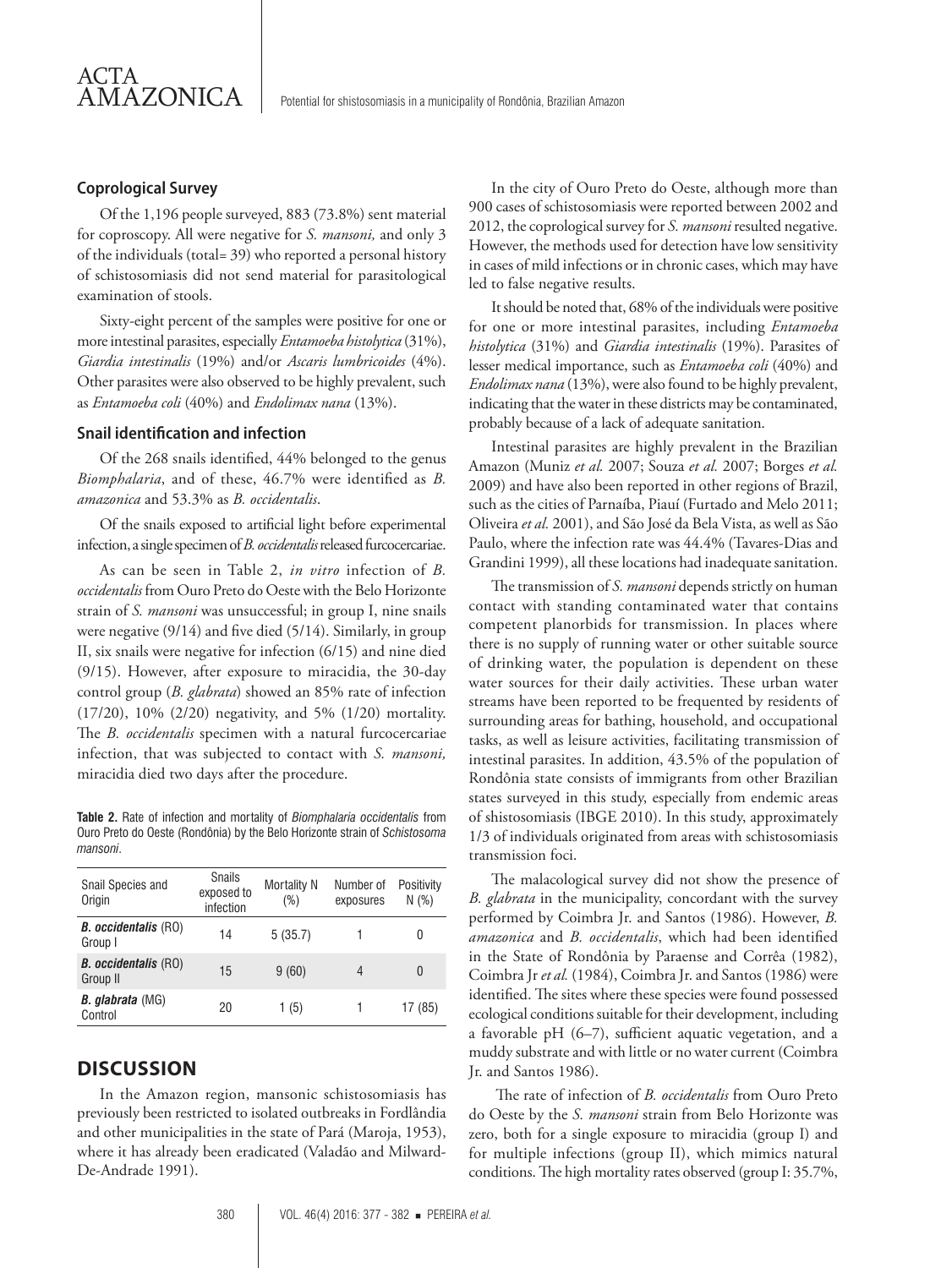### Coprological Survey

Of the 1,196 people surveyed, 883 (73.8%) sent material for coproscopy. All were negative for *S. mansoni,* and only 3 of the individuals (total= 39) who reported a personal history of schistosomiasis did not send material for parasitological examination of stools.

Sixty-eight percent of the samples were positive for one or more intestinal parasites, especially *Entamoeba histolytica* (31%), *Giardia intestinalis* (19%) and/or *Ascaris lumbricoides* (4%). Other parasites were also observed to be highly prevalent, such as *Entamoeba coli* (40%) and *Endolimax nana* (13%).

### Snail identification and infection

Of the 268 snails identified, 44% belonged to the genus *Biomphalaria*, and of these, 46.7% were identified as *B. amazonica* and 53.3% as *B. occidentalis*.

Of the snails exposed to artificial light before experimental infection, a single specimen of *B. occidentalis* released furcocercariae.

As can be seen in Table 2, *in vitro* infection of *B. occidentalis* from Ouro Preto do Oeste with the Belo Horizonte strain of *S. mansoni* was unsuccessful; in group I, nine snails were negative (9/14) and five died (5/14). Similarly, in group II, six snails were negative for infection (6/15) and nine died (9/15). However, after exposure to miracidia, the 30-day control group (*B. glabrata*) showed an 85% rate of infection (17/20), 10% (2/20) negativity, and 5% (1/20) mortality. The *B. occidentalis* specimen with a natural furcocercariae infection, that was subjected to contact with *S. mansoni,* miracidia died two days after the procedure.

**Table 2.** Rate of infection and mortality of *Biomphalaria occidentalis* from Ouro Preto do Oeste (Rondônia) by the Belo Horizonte strain of *Schistosoma mansoni*.

| Snail Species and Origin | Snails exposed to infection | Mortality N (%) | Number of exposures | Positivity N (%) |
|---|---|---|---|---|
| ***B. occidentalis*** **(RO)** Group I | 14 | 5 (35.7) | 1 | 0 |
| ***B. occidentalis*** **(RO)** Group II | 15 | 9 (60) | 4 | 0 |
| ***B. glabrata*** **(MG)** Control | 20 | 1 (5) | 1 | 17 (85) |

## DISCUSSION

In the Amazon region, mansonic schistosomiasis has previously been restricted to isolated outbreaks in Fordlândia and other municipalities in the state of Pará (Maroja, 1953), where it has already been eradicated (Valadão and Milward-De-Andrade 1991).

In the city of Ouro Preto do Oeste, although more than 900 cases of schistosomiasis were reported between 2002 and 2012, the coprological survey for *S. mansoni* resulted negative. However, the methods used for detection have low sensitivity in cases of mild infections or in chronic cases, which may have led to false negative results.

It should be noted that, 68% of the individuals were positive for one or more intestinal parasites, including *Entamoeba histolytica* (31%) and *Giardia intestinalis* (19%). Parasites of lesser medical importance, such as *Entamoeba coli* (40%) and *Endolimax nana* (13%), were also found to be highly prevalent, indicating that the water in these districts may be contaminated, probably because of a lack of adequate sanitation.

Intestinal parasites are highly prevalent in the Brazilian Amazon (Muniz *et al.* 2007; Souza *et al.* 2007; Borges *et al.* 2009) and have also been reported in other regions of Brazil, such as the cities of Parnaíba, Piauí (Furtado and Melo 2011; Oliveira *et al.* 2001), and São José da Bela Vista, as well as São Paulo, where the infection rate was 44.4% (Tavares-Dias and Grandini 1999), all these locations had inadequate sanitation.

The transmission of *S. mansoni* depends strictly on human contact with standing contaminated water that contains competent planorbids for transmission. In places where there is no supply of running water or other suitable source of drinking water, the population is dependent on these water sources for their daily activities. These urban water streams have been reported to be frequented by residents of surrounding areas for bathing, household, and occupational tasks, as well as leisure activities, facilitating transmission of intestinal parasites. In addition, 43.5% of the population of Rondônia state consists of immigrants from other Brazilian states surveyed in this study, especially from endemic areas of shistosomiasis (IBGE 2010). In this study, approximately 1/3 of individuals originated from areas with schistosomiasis transmission foci.

The malacological survey did not show the presence of *B. glabrata* in the municipality, concordant with the survey performed by Coimbra Jr. and Santos (1986). However, *B. amazonica* and *B. occidentalis*, which had been identified in the State of Rondônia by Paraense and Corrêa (1982), Coimbra Jr *et al.* (1984), Coimbra Jr. and Santos (1986) were identified. The sites where these species were found possessed ecological conditions suitable for their development, including a favorable pH (6–7), sufficient aquatic vegetation, and a muddy substrate and with little or no water current (Coimbra Jr. and Santos 1986).

The rate of infection of *B. occidentalis* from Ouro Preto do Oeste by the *S. mansoni* strain from Belo Horizonte was zero, both for a single exposure to miracidia (group I) and for multiple infections (group II), which mimics natural conditions. The high mortality rates observed (group I: 35.7%,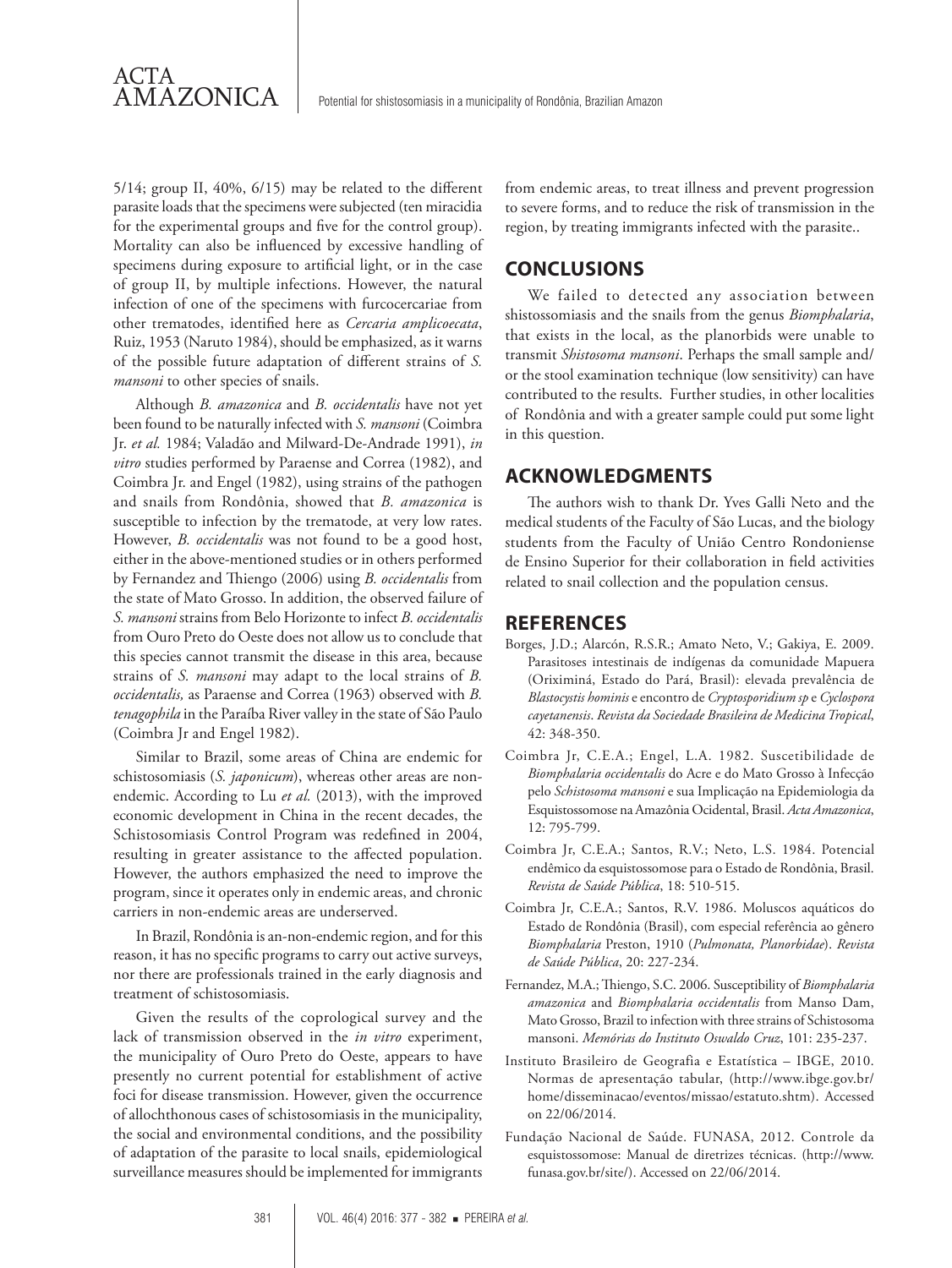5/14; group II, 40%, 6/15) may be related to the different parasite loads that the specimens were subjected (ten miracidia for the experimental groups and five for the control group). Mortality can also be influenced by excessive handling of specimens during exposure to artificial light, or in the case of group II, by multiple infections. However, the natural infection of one of the specimens with furcocercariae from other trematodes, identified here as *Cercaria amplicoecata*, Ruiz, 1953 (Naruto 1984), should be emphasized, as it warns of the possible future adaptation of different strains of *S. mansoni* to other species of snails.

Although *B. amazonica* and *B. occidentalis* have not yet been found to be naturally infected with *S. mansoni* (Coimbra Jr. *et al.* 1984; Valadão and Milward-De-Andrade 1991), *in vitro* studies performed by Paraense and Correa (1982), and Coimbra Jr. and Engel (1982), using strains of the pathogen and snails from Rondônia, showed that *B. amazonica* is susceptible to infection by the trematode, at very low rates. However, *B. occidentalis* was not found to be a good host, either in the above-mentioned studies or in others performed by Fernandez and Thiengo (2006) using *B. occidentalis* from the state of Mato Grosso. In addition, the observed failure of *S. mansoni* strains from Belo Horizonte to infect *B. occidentalis* from Ouro Preto do Oeste does not allow us to conclude that this species cannot transmit the disease in this area, because strains of *S. mansoni* may adapt to the local strains of *B. occidentalis,* as Paraense and Correa (1963) observed with *B. tenagophila* in the Paraíba River valley in the state of São Paulo (Coimbra Jr and Engel 1982).

Similar to Brazil, some areas of China are endemic for schistosomiasis (*S. japonicum*), whereas other areas are non-endemic. According to Lu *et al.* (2013), with the improved economic development in China in the recent decades, the Schistosomiasis Control Program was redefined in 2004, resulting in greater assistance to the affected population. However, the authors emphasized the need to improve the program, since it operates only in endemic areas, and chronic carriers in non-endemic areas are underserved.

In Brazil, Rondônia is an-non-endemic region, and for this reason, it has no specific programs to carry out active surveys, nor there are professionals trained in the early diagnosis and treatment of schistosomiasis.

Given the results of the coprological survey and the lack of transmission observed in the *in vitro* experiment, the municipality of Ouro Preto do Oeste, appears to have presently no current potential for establishment of active foci for disease transmission. However, given the occurrence of allochthonous cases of schistosomiasis in the municipality, the social and environmental conditions, and the possibility of adaptation of the parasite to local snails, epidemiological surveillance measures should be implemented for immigrants from endemic areas, to treat illness and prevent progression to severe forms, and to reduce the risk of transmission in the region, by treating immigrants infected with the parasite..

## CONCLUSIONS

We failed to detected any association between shistossomiasis and the snails from the genus *Biomphalaria*, that exists in the local, as the planorbids were unable to transmit *Shistosoma mansoni*. Perhaps the small sample and/or the stool examination technique (low sensitivity) can have contributed to the results. Further studies, in other localities of Rondônia and with a greater sample could put some light in this question.

## ACKNOWLEDGMENTS

The authors wish to thank Dr. Yves Galli Neto and the medical students of the Faculty of São Lucas, and the biology students from the Faculty of União Centro Rondoniense de Ensino Superior for their collaboration in field activities related to snail collection and the population census.

## REFERENCES

Borges, J.D.; Alarcón, R.S.R.; Amato Neto, V.; Gakiya, E. 2009. Parasitoses intestinais de indígenas da comunidade Mapuera (Oriximiná, Estado do Pará, Brasil): elevada prevalência de *Blastocystis hominis* e encontro de *Cryptosporidium sp* e *Cyclospora cayetanensis*. *Revista da Sociedade Brasileira de Medicina Tropical*, 42: 348-350.

Coimbra Jr, C.E.A.; Engel, L.A. 1982. Suscetibilidade de *Biomphalaria occidentalis* do Acre e do Mato Grosso à Infecção pelo *Schistosoma mansoni* e sua Implicação na Epidemiologia da Esquistossomose na Amazônia Ocidental, Brasil. *Acta Amazonica*, 12: 795-799.

Coimbra Jr, C.E.A.; Santos, R.V.; Neto, L.S. 1984. Potencial endêmico da esquistossomose para o Estado de Rondônia, Brasil. *Revista de Saúde Pública*, 18: 510-515.

Coimbra Jr, C.E.A.; Santos, R.V. 1986. Moluscos aquáticos do Estado de Rondônia (Brasil), com especial referência ao gênero *Biomphalaria* Preston, 1910 (*Pulmonata, Planorbidae*). *Revista de Saúde Pública*, 20: 227-234.

Fernandez, M.A.; Thiengo, S.C. 2006. Susceptibility of *Biomphalaria amazonica* and *Biomphalaria occidentalis* from Manso Dam, Mato Grosso, Brazil to infection with three strains of Schistosoma mansoni. *Memórias do Instituto Oswaldo Cruz*, 101: 235-237.

Instituto Brasileiro de Geografia e Estatística – IBGE, 2010. Normas de apresentação tabular, (http://www.ibge.gov.br/home/disseminacao/eventos/missao/estatuto.shtm). Accessed on 22/06/2014.

Fundação Nacional de Saúde. FUNASA, 2012. Controle da esquistossomose: Manual de diretrizes técnicas. (http://www.funasa.gov.br/site/). Accessed on 22/06/2014.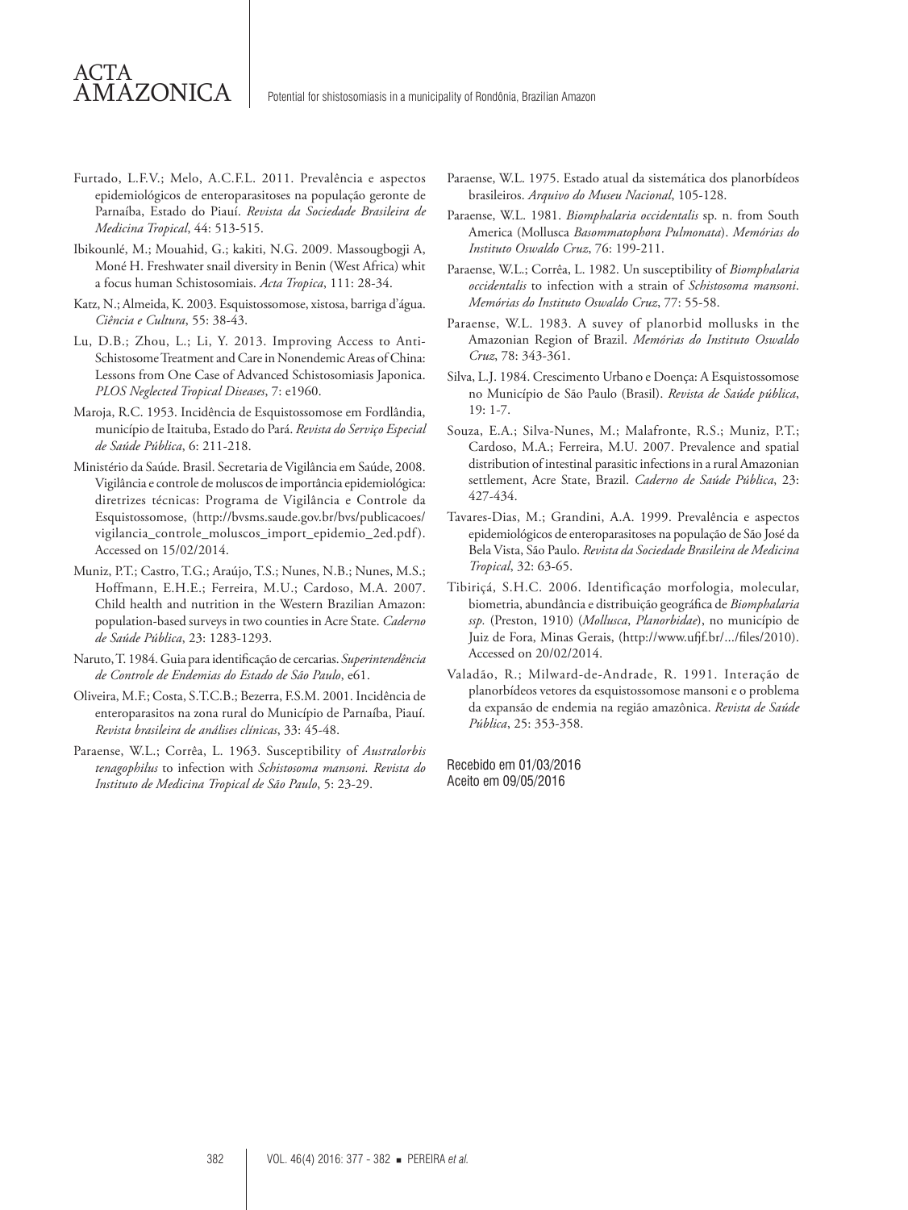Furtado, L.F.V.; Melo, A.C.F.L. 2011. Prevalência e aspectos epidemiológicos de enteroparasitoses na população geronte de Parnaíba, Estado do Piauí. *Revista da Sociedade Brasileira de Medicina Tropical*, 44: 513-515.

Ibikounlé, M.; Mouahid, G.; kakiti, N.G. 2009. Massougbogji A, Moné H. Freshwater snail diversity in Benin (West Africa) whit a focus human Schistosomiais. *Acta Tropica*, 111: 28-34.

Katz, N.; Almeida, K. 2003. Esquistossomose, xistosa, barriga d'água. *Ciência e Cultura*, 55: 38-43.

Lu, D.B.; Zhou, L.; Li, Y. 2013. Improving Access to Anti-Schistosome Treatment and Care in Nonendemic Areas of China: Lessons from One Case of Advanced Schistosomiasis Japonica. *PLOS Neglected Tropical Diseases*, 7: e1960.

Maroja, R.C. 1953. Incidência de Esquistossomose em Fordlândia, município de Itaituba, Estado do Pará. *Revista do Serviço Especial de Saúde Pública*, 6: 211-218.

Ministério da Saúde. Brasil. Secretaria de Vigilância em Saúde, 2008. Vigilância e controle de moluscos de importância epidemiológica: diretrizes técnicas: Programa de Vigilância e Controle da Esquistossomose, (http://bvsms.saude.gov.br/bvs/publicacoes/vigilancia_controle_moluscos_import_epidemio_2ed.pdf). Accessed on 15/02/2014.

Muniz, P.T.; Castro, T.G.; Araújo, T.S.; Nunes, N.B.; Nunes, M.S.; Hoffmann, E.H.E.; Ferreira, M.U.; Cardoso, M.A. 2007. Child health and nutrition in the Western Brazilian Amazon: population-based surveys in two counties in Acre State. *Caderno de Saúde Pública*, 23: 1283-1293.

Naruto, T. 1984. Guia para identificação de cercarias. *Superintendência de Controle de Endemias do Estado de São Paulo*, e61.

Oliveira, M.F.; Costa, S.T.C.B.; Bezerra, F.S.M. 2001. Incidência de enteroparasitos na zona rural do Município de Parnaíba, Piauí. *Revista brasileira de análises clínicas*, 33: 45-48.

Paraense, W.L.; Corrêa, L. 1963. Susceptibility of *Australorbis tenagophilus* to infection with *Schistosoma mansoni. Revista do Instituto de Medicina Tropical de São Paulo*, 5: 23-29.

Paraense, W.L. 1975. Estado atual da sistemática dos planorbídeos brasileiros. *Arquivo do Museu Nacional*, 105-128.

Paraense, W.L. 1981. *Biomphalaria occidentalis* sp. n. from South America (Mollusca *Basommatophora Pulmonata*). *Memórias do Instituto Oswaldo Cruz*, 76: 199-211.

Paraense, W.L.; Corrêa, L. 1982. Un susceptibility of *Biomphalaria occidentalis* to infection with a strain of *Schistosoma mansoni*. *Memórias do Instituto Oswaldo Cruz*, 77: 55-58.

Paraense, W.L. 1983. A suvey of planorbid mollusks in the Amazonian Region of Brazil. *Memórias do Instituto Oswaldo Cruz*, 78: 343-361.

Silva, L.J. 1984. Crescimento Urbano e Doença: A Esquistossomose no Município de São Paulo (Brasil). *Revista de Saúde pública*, 19: 1-7.

Souza, E.A.; Silva-Nunes, M.; Malafronte, R.S.; Muniz, P.T.; Cardoso, M.A.; Ferreira, M.U. 2007. Prevalence and spatial distribution of intestinal parasitic infections in a rural Amazonian settlement, Acre State, Brazil. *Caderno de Saúde Pública*, 23: 427-434.

Tavares-Dias, M.; Grandini, A.A. 1999. Prevalência e aspectos epidemiológicos de enteroparasitoses na população de São José da Bela Vista, São Paulo. *Revista da Sociedade Brasileira de Medicina Tropical*, 32: 63-65.

Tibiriçá, S.H.C. 2006. Identificação morfologia, molecular, biometria, abundância e distribuição geográfica de *Biomphalaria ssp*. (Preston, 1910) (*Mollusca*, *Planorbidae*), no município de Juiz de Fora, Minas Gerais, (http://www.ufjf.br/.../files/2010). Accessed on 20/02/2014.

Valadão, R.; Milward-de-Andrade, R. 1991. Interação de planorbídeos vetores da esquistossomose mansoni e o problema da expansão de endemia na região amazônica. *Revista de Saúde Pública*, 25: 353-358.

Recebido em 01/03/2016
Aceito em 09/05/2016